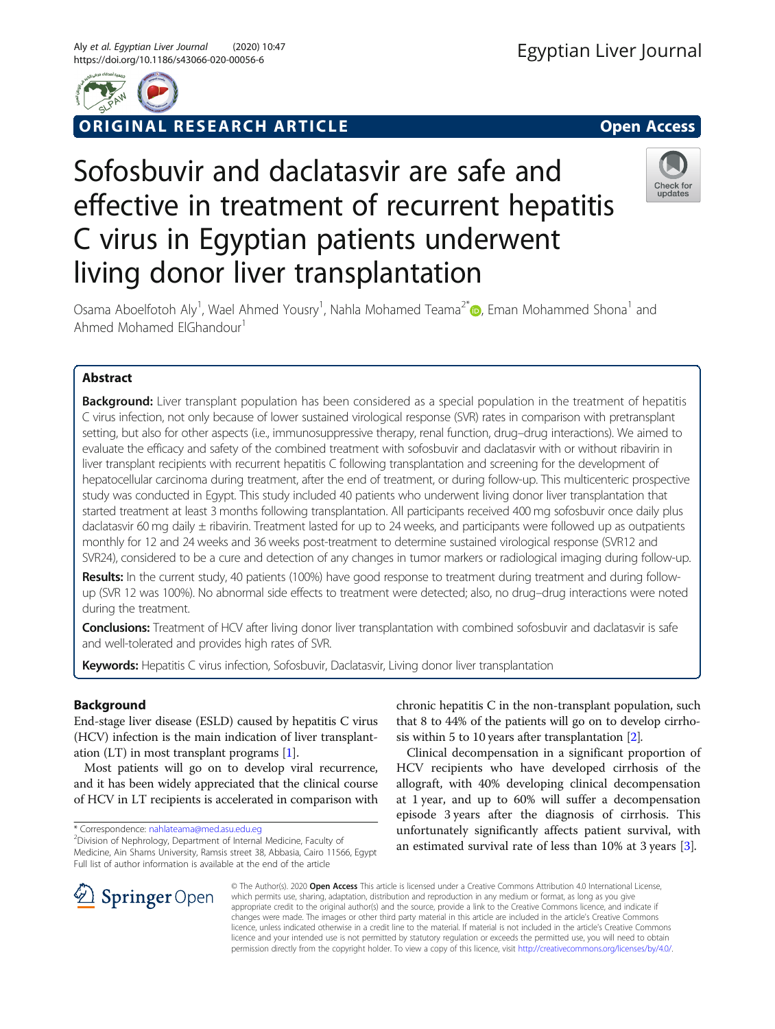ORIGINAL RESEARCH ARTICLE

Open Access

# Sofosbuvir and daclatasvir are safe and effective in treatment of recurrent hepatitis C virus in Egyptian patients underwent living donor liver transplantation

Osama Aboelfotoh Aly[1], Wael Ahmed Yousry[1], Nahla Mohamed Teama[2*], Eman Mohammed Shona[1] and Ahmed Mohamed ElGhandour[1]

## Abstract

**Background:** Liver transplant population has been considered as a special population in the treatment of hepatitis C virus infection, not only because of lower sustained virological response (SVR) rates in comparison with pretransplant setting, but also for other aspects (i.e., immunosuppressive therapy, renal function, drug–drug interactions). We aimed to evaluate the efficacy and safety of the combined treatment with sofosbuvir and daclatasvir with or without ribavirin in liver transplant recipients with recurrent hepatitis C following transplantation and screening for the development of hepatocellular carcinoma during treatment, after the end of treatment, or during follow-up. This multicenteric prospective study was conducted in Egypt. This study included 40 patients who underwent living donor liver transplantation that started treatment at least 3 months following transplantation. All participants received 400 mg sofosbuvir once daily plus daclatasvir 60 mg daily ± ribavirin. Treatment lasted for up to 24 weeks, and participants were followed up as outpatients monthly for 12 and 24 weeks and 36 weeks post-treatment to determine sustained virological response (SVR12 and SVR24), considered to be a cure and detection of any changes in tumor markers or radiological imaging during follow-up.

**Results:** In the current study, 40 patients (100%) have good response to treatment during treatment and during follow-up (SVR 12 was 100%). No abnormal side effects to treatment were detected; also, no drug–drug interactions were noted during the treatment.

**Conclusions:** Treatment of HCV after living donor liver transplantation with combined sofosbuvir and daclatasvir is safe and well-tolerated and provides high rates of SVR.

**Keywords:** Hepatitis C virus infection, Sofosbuvir, Daclatasvir, Living donor liver transplantation

## Background

End-stage liver disease (ESLD) caused by hepatitis C virus (HCV) infection is the main indication of liver transplantation (LT) in most transplant programs [1].

Most patients will go on to develop viral recurrence, and it has been widely appreciated that the clinical course of HCV in LT recipients is accelerated in comparison with chronic hepatitis C in the non-transplant population, such that 8 to 44% of the patients will go on to develop cirrhosis within 5 to 10 years after transplantation [2].

Clinical decompensation in a significant proportion of HCV recipients who have developed cirrhosis of the allograft, with 40% developing clinical decompensation at 1 year, and up to 60% will suffer a decompensation episode 3 years after the diagnosis of cirrhosis. This unfortunately significantly affects patient survival, with an estimated survival rate of less than 10% at 3 years [3].

* Correspondence: nahlateama@med.asu.edu.eg
[2]Division of Nephrology, Department of Internal Medicine, Faculty of Medicine, Ain Shams University, Ramsis street 38, Abbasia, Cairo 11566, Egypt
Full list of author information is available at the end of the article

© The Author(s). 2020 **Open Access** This article is licensed under a Creative Commons Attribution 4.0 International License, which permits use, sharing, adaptation, distribution and reproduction in any medium or format, as long as you give appropriate credit to the original author(s) and the source, provide a link to the Creative Commons licence, and indicate if changes were made. The images or other third party material in this article are included in the article's Creative Commons licence, unless indicated otherwise in a credit line to the material. If material is not included in the article's Creative Commons licence and your intended use is not permitted by statutory regulation or exceeds the permitted use, you will need to obtain permission directly from the copyright holder. To view a copy of this licence, visit http://creativecommons.org/licenses/by/4.0/.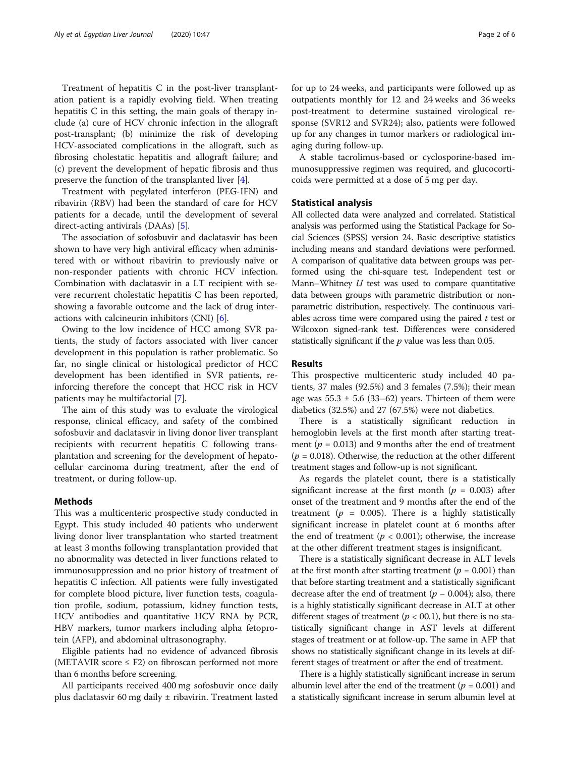Treatment of hepatitis C in the post-liver transplantation patient is a rapidly evolving field. When treating hepatitis C in this setting, the main goals of therapy include (a) cure of HCV chronic infection in the allograft post-transplant; (b) minimize the risk of developing HCV-associated complications in the allograft, such as fibrosing cholestatic hepatitis and allograft failure; and (c) prevent the development of hepatic fibrosis and thus preserve the function of the transplanted liver [4].

Treatment with pegylated interferon (PEG-IFN) and ribavirin (RBV) had been the standard of care for HCV patients for a decade, until the development of several direct-acting antivirals (DAAs) [5].

The association of sofosbuvir and daclatasvir has been shown to have very high antiviral efficacy when administered with or without ribavirin to previously naïve or non-responder patients with chronic HCV infection. Combination with daclatasvir in a LT recipient with severe recurrent cholestatic hepatitis C has been reported, showing a favorable outcome and the lack of drug interactions with calcineurin inhibitors (CNI) [6].

Owing to the low incidence of HCC among SVR patients, the study of factors associated with liver cancer development in this population is rather problematic. So far, no single clinical or histological predictor of HCC development has been identified in SVR patients, reinforcing therefore the concept that HCC risk in HCV patients may be multifactorial [7].

The aim of this study was to evaluate the virological response, clinical efficacy, and safety of the combined sofosbuvir and daclatasvir in living donor liver transplant recipients with recurrent hepatitis C following transplantation and screening for the development of hepatocellular carcinoma during treatment, after the end of treatment, or during follow-up.

## Methods

This was a multicenteric prospective study conducted in Egypt. This study included 40 patients who underwent living donor liver transplantation who started treatment at least 3 months following transplantation provided that no abnormality was detected in liver functions related to immunosuppression and no prior history of treatment of hepatitis C infection. All patients were fully investigated for complete blood picture, liver function tests, coagulation profile, sodium, potassium, kidney function tests, HCV antibodies and quantitative HCV RNA by PCR, HBV markers, tumor markers including alpha fetoprotein (AFP), and abdominal ultrasonography.

Eligible patients had no evidence of advanced fibrosis (METAVIR score ≤ F2) on fibroscan performed not more than 6 months before screening.

All participants received 400 mg sofosbuvir once daily plus daclatasvir 60 mg daily ± ribavirin. Treatment lasted for up to 24 weeks, and participants were followed up as outpatients monthly for 12 and 24 weeks and 36 weeks post-treatment to determine sustained virological response (SVR12 and SVR24); also, patients were followed up for any changes in tumor markers or radiological imaging during follow-up.

A stable tacrolimus-based or cyclosporine-based immunosuppressive regimen was required, and glucocorticoids were permitted at a dose of 5 mg per day.

## Statistical analysis

All collected data were analyzed and correlated. Statistical analysis was performed using the Statistical Package for Social Sciences (SPSS) version 24. Basic descriptive statistics including means and standard deviations were performed. A comparison of qualitative data between groups was performed using the chi-square test. Independent test or Mann–Whitney *U* test was used to compare quantitative data between groups with parametric distribution or nonparametric distribution, respectively. The continuous variables across time were compared using the paired *t* test or Wilcoxon signed-rank test. Differences were considered statistically significant if the *p* value was less than 0.05.

## Results

This prospective multicenteric study included 40 patients, 37 males (92.5%) and 3 females (7.5%); their mean age was 55.3 ± 5.6 (33–62) years. Thirteen of them were diabetics (32.5%) and 27 (67.5%) were not diabetics.

There is a statistically significant reduction in hemoglobin levels at the first month after starting treatment ($p = 0.013$) and 9 months after the end of treatment ($p = 0.018$). Otherwise, the reduction at the other different treatment stages and follow-up is not significant.

As regards the platelet count, there is a statistically significant increase at the first month ($p = 0.003$) after onset of the treatment and 9 months after the end of the treatment ($p = 0.005$). There is a highly statistically significant increase in platelet count at 6 months after the end of treatment ($p < 0.001$); otherwise, the increase at the other different treatment stages is insignificant.

There is a statistically significant decrease in ALT levels at the first month after starting treatment ($p = 0.001$) than that before starting treatment and a statistically significant decrease after the end of treatment ($p - 0.004$); also, there is a highly statistically significant decrease in ALT at other different stages of treatment ($p < 00.1$), but there is no statistically significant change in AST levels at different stages of treatment or at follow-up. The same in AFP that shows no statistically significant change in its levels at different stages of treatment or after the end of treatment.

There is a highly statistically significant increase in serum albumin level after the end of the treatment ($p = 0.001$) and a statistically significant increase in serum albumin level at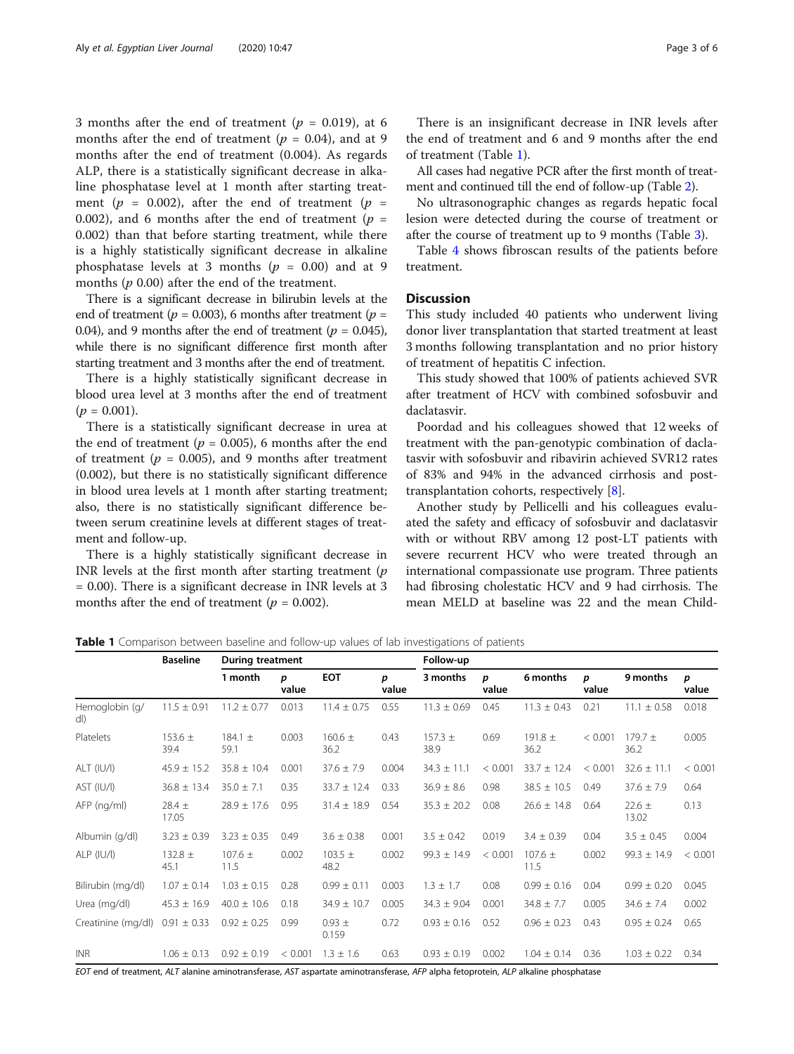3 months after the end of treatment ($p$ = 0.019), at 6 months after the end of treatment ($p$ = 0.04), and at 9 months after the end of treatment (0.004). As regards ALP, there is a statistically significant decrease in alkaline phosphatase level at 1 month after starting treatment ($p$ = 0.002), after the end of treatment ($p$ = 0.002), and 6 months after the end of treatment ($p$ = 0.002) than that before starting treatment, while there is a highly statistically significant decrease in alkaline phosphatase levels at 3 months ($p$ = 0.00) and at 9 months ($p$ 0.00) after the end of the treatment.

There is a significant decrease in bilirubin levels at the end of treatment ($p$ = 0.003), 6 months after treatment ($p$ = 0.04), and 9 months after the end of treatment ($p$ = 0.045), while there is no significant difference first month after starting treatment and 3 months after the end of treatment.

There is a highly statistically significant decrease in blood urea level at 3 months after the end of treatment ($p$ = 0.001).

There is a statistically significant decrease in urea at the end of treatment ($p$ = 0.005), 6 months after the end of treatment ($p$ = 0.005), and 9 months after treatment (0.002), but there is no statistically significant difference in blood urea levels at 1 month after starting treatment; also, there is no statistically significant difference between serum creatinine levels at different stages of treatment and follow-up.

There is a highly statistically significant decrease in INR levels at the first month after starting treatment ($p$ = 0.00). There is a significant decrease in INR levels at 3 months after the end of treatment ($p$ = 0.002).

There is an insignificant decrease in INR levels after the end of treatment and 6 and 9 months after the end of treatment (Table 1).

All cases had negative PCR after the first month of treatment and continued till the end of follow-up (Table 2).

No ultrasonographic changes as regards hepatic focal lesion were detected during the course of treatment or after the course of treatment up to 9 months (Table 3).

Table 4 shows fibroscan results of the patients before treatment.

## Discussion

This study included 40 patients who underwent living donor liver transplantation that started treatment at least 3 months following transplantation and no prior history of treatment of hepatitis C infection.

This study showed that 100% of patients achieved SVR after treatment of HCV with combined sofosbuvir and daclatasvir.

Poordad and his colleagues showed that 12 weeks of treatment with the pan-genotypic combination of daclatasvir with sofosbuvir and ribavirin achieved SVR12 rates of 83% and 94% in the advanced cirrhosis and post-transplantation cohorts, respectively [8].

Another study by Pellicelli and his colleagues evaluated the safety and efficacy of sofosbuvir and daclatasvir with or without RBV among 12 post-LT patients with severe recurrent HCV who were treated through an international compassionate use program. Three patients had fibrosing cholestatic HCV and 9 had cirrhosis. The mean MELD at baseline was 22 and the mean Child-

**Table 1** Comparison between baseline and follow-up values of lab investigations of patients

| | Baseline | During treatment | | | | Follow-up | | | | | |
|---|---|---|---|---|---|---|---|---|---|---|---|
| | | 1 month | p value | EOT | p value | 3 months | p value | 6 months | p value | 9 months | p value |
| Hemoglobin (g/dl) | 11.5 ± 0.91 | 11.2 ± 0.77 | 0.013 | 11.4 ± 0.75 | 0.55 | 11.3 ± 0.69 | 0.45 | 11.3 ± 0.43 | 0.21 | 11.1 ± 0.58 | 0.018 |
| Platelets | 153.6 ± 39.4 | 184.1 ± 59.1 | 0.003 | 160.6 ± 36.2 | 0.43 | 157.3 ± 38.9 | 0.69 | 191.8 ± 36.2 | < 0.001 | 179.7 ± 36.2 | 0.005 |
| ALT (IU/l) | 45.9 ± 15.2 | 35.8 ± 10.4 | 0.001 | 37.6 ± 7.9 | 0.004 | 34.3 ± 11.1 | < 0.001 | 33.7 ± 12.4 | < 0.001 | 32.6 ± 11.1 | < 0.001 |
| AST (IU/l) | 36.8 ± 13.4 | 35.0 ± 7.1 | 0.35 | 33.7 ± 12.4 | 0.33 | 36.9 ± 8.6 | 0.98 | 38.5 ± 10.5 | 0.49 | 37.6 ± 7.9 | 0.64 |
| AFP (ng/ml) | 28.4 ± 17.05 | 28.9 ± 17.6 | 0.95 | 31.4 ± 18.9 | 0.54 | 35.3 ± 20.2 | 0.08 | 26.6 ± 14.8 | 0.64 | 22.6 ± 13.02 | 0.13 |
| Albumin (g/dl) | 3.23 ± 0.39 | 3.23 ± 0.35 | 0.49 | 3.6 ± 0.38 | 0.001 | 3.5 ± 0.42 | 0.019 | 3.4 ± 0.39 | 0.04 | 3.5 ± 0.45 | 0.004 |
| ALP (IU/l) | 132.8 ± 45.1 | 107.6 ± 11.5 | 0.002 | 103.5 ± 48.2 | 0.002 | 99.3 ± 14.9 | < 0.001 | 107.6 ± 11.5 | 0.002 | 99.3 ± 14.9 | < 0.001 |
| Bilirubin (mg/dl) | 1.07 ± 0.14 | 1.03 ± 0.15 | 0.28 | 0.99 ± 0.11 | 0.003 | 1.3 ± 1.7 | 0.08 | 0.99 ± 0.16 | 0.04 | 0.99 ± 0.20 | 0.045 |
| Urea (mg/dl) | 45.3 ± 16.9 | 40.0 ± 10.6 | 0.18 | 34.9 ± 10.7 | 0.005 | 34.3 ± 9.04 | 0.001 | 34.8 ± 7.7 | 0.005 | 34.6 ± 7.4 | 0.002 |
| Creatinine (mg/dl) | 0.91 ± 0.33 | 0.92 ± 0.25 | 0.99 | 0.93 ± 0.159 | 0.72 | 0.93 ± 0.16 | 0.52 | 0.96 ± 0.23 | 0.43 | 0.95 ± 0.24 | 0.65 |
| INR | 1.06 ± 0.13 | 0.92 ± 0.19 | < 0.001 | 1.3 ± 1.6 | 0.63 | 0.93 ± 0.19 | 0.002 | 1.04 ± 0.14 | 0.36 | 1.03 ± 0.22 | 0.34 |

*EOT* end of treatment, *ALT* alanine aminotransferase, *AST* aspartate aminotransferase, *AFP* alpha fetoprotein, *ALP* alkaline phosphatase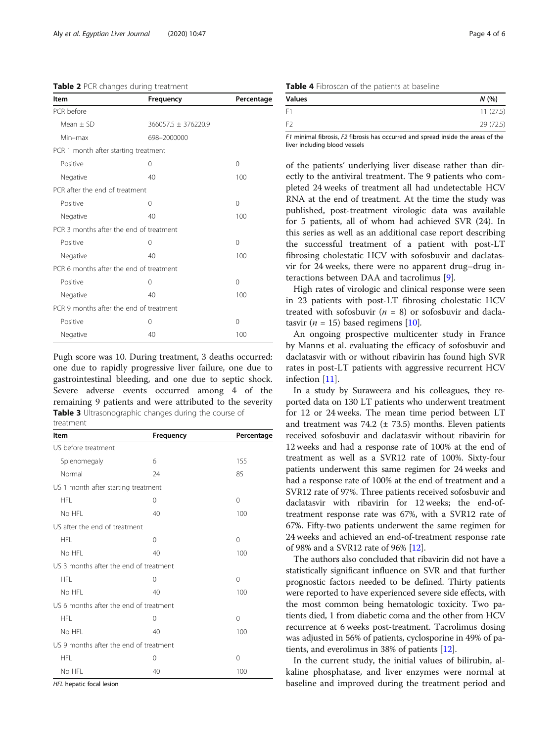**Table 2** PCR changes during treatment

| Item | Frequency | Percentage |
|---|---|---|
| PCR before | | |
| Mean ± SD | 366057.5 ± 376220.9 | |
| Min–max | 698–2000000 | |
| PCR 1 month after starting treatment | | |
| Positive | 0 | 0 |
| Negative | 40 | 100 |
| PCR after the end of treatment | | |
| Positive | 0 | 0 |
| Negative | 40 | 100 |
| PCR 3 months after the end of treatment | | |
| Positive | 0 | 0 |
| Negative | 40 | 100 |
| PCR 6 months after the end of treatment | | |
| Positive | 0 | 0 |
| Negative | 40 | 100 |
| PCR 9 months after the end of treatment | | |
| Positive | 0 | 0 |
| Negative | 40 | 100 |

Pugh score was 10. During treatment, 3 deaths occurred: one due to rapidly progressive liver failure, one due to gastrointestinal bleeding, and one due to septic shock. Severe adverse events occurred among 4 of the remaining 9 patients and were attributed to the severity of the patients' underlying liver disease rather than directly to the antiviral treatment. The 9 patients who completed 24 weeks of treatment all had undetectable HCV RNA at the end of treatment. At the time the study was published, post-treatment virologic data was available for 5 patients, all of whom had achieved SVR (24). In this series as well as an additional case report describing the successful treatment of a patient with post-LT fibrosing cholestatic HCV with sofosbuvir and daclatasvir for 24 weeks, there were no apparent drug–drug interactions between DAA and tacrolimus [9].

**Table 3** Ultrasonographic changes during the course of treatment

| Item | Frequency | Percentage |
|---|---|---|
| US before treatment | | |
| Splenomegaly | 6 | 155 |
| Normal | 24 | 85 |
| US 1 month after starting treatment | | |
| HFL | 0 | 0 |
| No HFL | 40 | 100 |
| US after the end of treatment | | |
| HFL | 0 | 0 |
| No HFL | 40 | 100 |
| US 3 months after the end of treatment | | |
| HFL | 0 | 0 |
| No HFL | 40 | 100 |
| US 6 months after the end of treatment | | |
| HFL | 0 | 0 |
| No HFL | 40 | 100 |
| US 9 months after the end of treatment | | |
| HFL | 0 | 0 |
| No HFL | 40 | 100 |

*HFL* hepatic focal lesion

**Table 4** Fibroscan of the patients at baseline

| Values | *N* (%) |
|---|---|
| F1 | 11 (27.5) |
| F2 | 29 (72.5) |

*F1* minimal fibrosis, *F2* fibrosis has occurred and spread inside the areas of the liver including blood vessels

High rates of virologic and clinical response were seen in 23 patients with post-LT fibrosing cholestatic HCV treated with sofosbuvir ($n$ = 8) or sofosbuvir and daclatasvir ($n$ = 15) based regimens [10].

An ongoing prospective multicenter study in France by Manns et al. evaluating the efficacy of sofosbuvir and daclatasvir with or without ribavirin has found high SVR rates in post-LT patients with aggressive recurrent HCV infection [11].

In a study by Suraweera and his colleagues, they reported data on 130 LT patients who underwent treatment for 12 or 24 weeks. The mean time period between LT and treatment was 74.2 (± 73.5) months. Eleven patients received sofosbuvir and daclatasvir without ribavirin for 12 weeks and had a response rate of 100% at the end of treatment as well as a SVR12 rate of 100%. Sixty-four patients underwent this same regimen for 24 weeks and had a response rate of 100% at the end of treatment and a SVR12 rate of 97%. Three patients received sofosbuvir and daclatasvir with ribavirin for 12 weeks; the end-of-treatment response rate was 67%, with a SVR12 rate of 67%. Fifty-two patients underwent the same regimen for 24 weeks and achieved an end-of-treatment response rate of 98% and a SVR12 rate of 96% [12].

The authors also concluded that ribavirin did not have a statistically significant influence on SVR and that further prognostic factors needed to be defined. Thirty patients were reported to have experienced severe side effects, with the most common being hematologic toxicity. Two patients died, 1 from diabetic coma and the other from HCV recurrence at 6 weeks post-treatment. Tacrolimus dosing was adjusted in 56% of patients, cyclosporine in 49% of patients, and everolimus in 38% of patients [12].

In the current study, the initial values of bilirubin, alkaline phosphatase, and liver enzymes were normal at baseline and improved during the treatment period and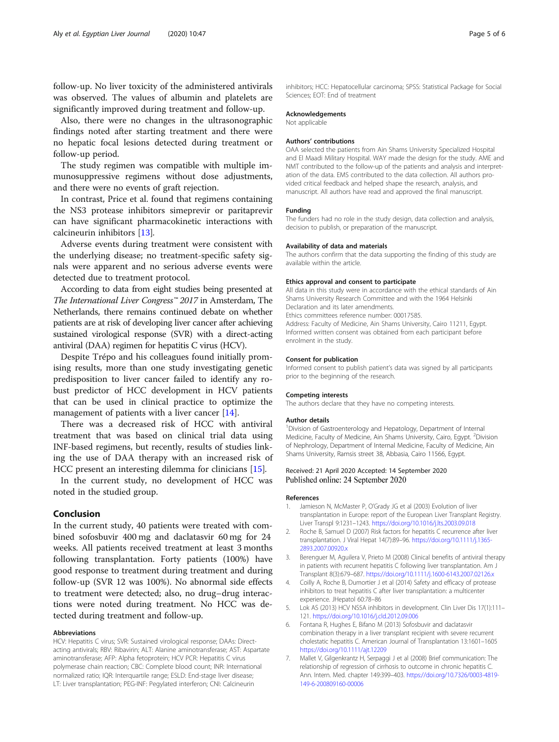follow-up. No liver toxicity of the administered antivirals was observed. The values of albumin and platelets are significantly improved during treatment and follow-up.

Also, there were no changes in the ultrasonographic findings noted after starting treatment and there were no hepatic focal lesions detected during treatment or follow-up period.

The study regimen was compatible with multiple immunosuppressive regimens without dose adjustments, and there were no events of graft rejection.

In contrast, Price et al. found that regimens containing the NS3 protease inhibitors simeprevir or paritaprevir can have significant pharmacokinetic interactions with calcineurin inhibitors [13].

Adverse events during treatment were consistent with the underlying disease; no treatment-specific safety signals were apparent and no serious adverse events were detected due to treatment protocol.

According to data from eight studies being presented at *The International Liver Congress™ 2017* in Amsterdam, The Netherlands, there remains continued debate on whether patients are at risk of developing liver cancer after achieving sustained virological response (SVR) with a direct-acting antiviral (DAA) regimen for hepatitis C virus (HCV).

Despite Trépo and his colleagues found initially promising results, more than one study investigating genetic predisposition to liver cancer failed to identify any robust predictor of HCC development in HCV patients that can be used in clinical practice to optimize the management of patients with a liver cancer [14].

There was a decreased risk of HCC with antiviral treatment that was based on clinical trial data using INF-based regimens, but recently, results of studies linking the use of DAA therapy with an increased risk of HCC present an interesting dilemma for clinicians [15].

In the current study, no development of HCC was noted in the studied group.

## Conclusion

In the current study, 40 patients were treated with combined sofosbuvir 400 mg and daclatasvir 60 mg for 24 weeks. All patients received treatment at least 3 months following transplantation. Forty patients (100%) have good response to treatment during treatment and during follow-up (SVR 12 was 100%). No abnormal side effects to treatment were detected; also, no drug–drug interactions were noted during treatment. No HCC was detected during treatment and follow-up.

#### Abbreviations

HCV: Hepatitis C virus; SVR: Sustained virological response; DAAs: Direct-acting antivirals; RBV: Ribavirin; ALT: Alanine aminotransferase; AST: Aspartate aminotransferase; AFP: Alpha fetoprotein; HCV PCR: Hepatitis C virus polymerase chain reaction; CBC: Complete blood count; INR: International normalized ratio; IQR: Interquartile range; ESLD: End-stage liver disease; LT: Liver transplantation; PEG-INF: Pegylated interferon; CNI: Calcineurin inhibitors; HCC: Hepatocellular carcinoma; SPSS: Statistical Package for Social Sciences; EOT: End of treatment

#### Acknowledgements

Not applicable

#### Authors' contributions

OAA selected the patients from Ain Shams University Specialized Hospital and El Maadi Military Hospital. WAY made the design for the study. AME and NMT contributed to the follow-up of the patients and analysis and interpretation of the data. EMS contributed to the data collection. All authors provided critical feedback and helped shape the research, analysis, and manuscript. All authors have read and approved the final manuscript.

#### Funding

The funders had no role in the study design, data collection and analysis, decision to publish, or preparation of the manuscript.

#### Availability of data and materials

The authors confirm that the data supporting the finding of this study are available within the article.

#### Ethics approval and consent to participate

All data in this study were in accordance with the ethical standards of Ain Shams University Research Committee and with the 1964 Helsinki Declaration and its later amendments.
Ethics committees reference number: 00017585.
Address: Faculty of Medicine, Ain Shams University, Cairo 11211, Egypt.
Informed written consent was obtained from each participant before enrolment in the study.

#### Consent for publication

Informed consent to publish patient's data was signed by all participants prior to the beginning of the research.

#### Competing interests

The authors declare that they have no competing interests.

#### Author details

[1]Division of Gastroenterology and Hepatology, Department of Internal Medicine, Faculty of Medicine, Ain Shams University, Cairo, Egypt. [2]Division of Nephrology, Department of Internal Medicine, Faculty of Medicine, Ain Shams University, Ramsis street 38, Abbasia, Cairo 11566, Egypt.

Received: 21 April 2020 Accepted: 14 September 2020
Published online: 24 September 2020

#### References

1. Jamieson N, McMaster P, O'Grady JG et al (2003) Evolution of liver transplantation in Europe: report of the European Liver Transplant Registry. Liver Transpl 9:1231–1243. https://doi.org/10.1016/j.lts.2003.09.018
2. Roche B, Samuel D (2007) Risk factors for hepatitis C recurrence after liver transplantation. J Viral Hepat 14(7):89–96. https://doi.org/10.1111/j.1365-2893.2007.00920.x
3. Berenguer M, Aguilera V, Prieto M (2008) Clinical benefits of antiviral therapy in patients with recurrent hepatitis C following liver transplantation. Am J Transplant 8(3):679–687. https://doi.org/10.1111/j.1600-6143.2007.02126.x
4. Coilly A, Roche B, Dumortier J et al (2014) Safety and efficacy of protease inhibitors to treat hepatitis C after liver transplantation: a multicenter experience. JHepatol 60:78–86
5. Lok AS (2013) HCV NS5A inhibitors in development. Clin Liver Dis 17(1):111–121. https://doi.org/10.1016/j.cld.2012.09.006
6. Fontana R, Hughes E, Bifano M (2013) Sofosbuvir and daclatasvir combination therapy in a liver transplant recipient with severe recurrent cholestatic hepatitis C. American Journal of Transplantation 13:1601–1605 https://doi.org/10.1111/ajt.12209
7. Mallet V, Gilgenkrantz H, Serpaggi J et al (2008) Brief communication: The relationship of regression of cirrhosis to outcome in chronic hepatitis C. Ann. Intern. Med. chapter 149:399–403. https://doi.org/10.7326/0003-4819-149-6-200809160-00006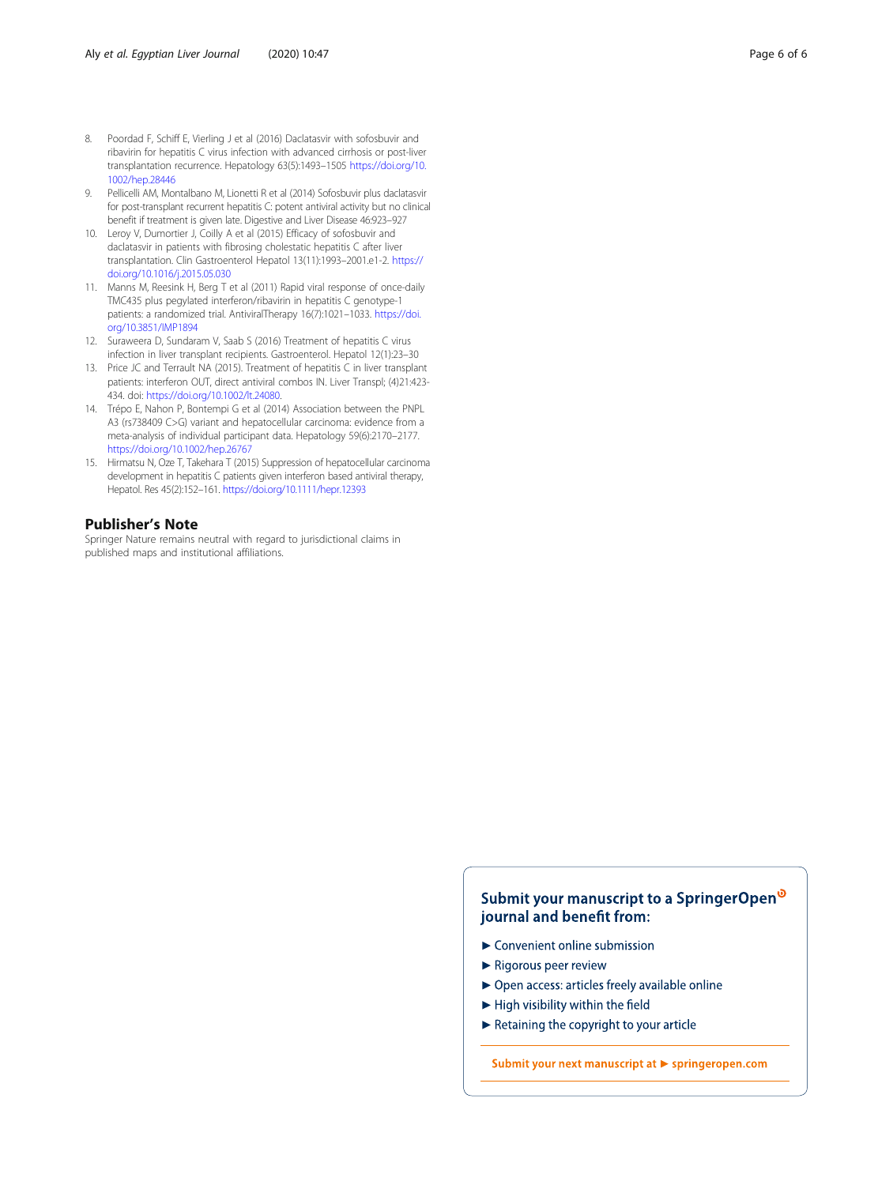8. Poordad F, Schiff E, Vierling J et al (2016) Daclatasvir with sofosbuvir and ribavirin for hepatitis C virus infection with advanced cirrhosis or post-liver transplantation recurrence. Hepatology 63(5):1493–1505 https://doi.org/10.1002/hep.28446
9. Pellicelli AM, Montalbano M, Lionetti R et al (2014) Sofosbuvir plus daclatasvir for post-transplant recurrent hepatitis C: potent antiviral activity but no clinical benefit if treatment is given late. Digestive and Liver Disease 46:923–927
10. Leroy V, Dumortier J, Coilly A et al (2015) Efficacy of sofosbuvir and daclatasvir in patients with fibrosing cholestatic hepatitis C after liver transplantation. Clin Gastroenterol Hepatol 13(11):1993–2001.e1-2. https://doi.org/10.1016/j.2015.05.030
11. Manns M, Reesink H, Berg T et al (2011) Rapid viral response of once-daily TMC435 plus pegylated interferon/ribavirin in hepatitis C genotype-1 patients: a randomized trial. AntiviralTherapy 16(7):1021–1033. https://doi.org/10.3851/IMP1894
12. Suraweera D, Sundaram V, Saab S (2016) Treatment of hepatitis C virus infection in liver transplant recipients. Gastroenterol. Hepatol 12(1):23–30
13. Price JC and Terrault NA (2015). Treatment of hepatitis C in liver transplant patients: interferon OUT, direct antiviral combos IN. Liver Transpl; (4)21:423-434. doi: https://doi.org/10.1002/lt.24080.
14. Trépo E, Nahon P, Bontempi G et al (2014) Association between the PNPL A3 (rs738409 C>G) variant and hepatocellular carcinoma: evidence from a meta-analysis of individual participant data. Hepatology 59(6):2170–2177. https://doi.org/10.1002/hep.26767
15. Hirmatsu N, Oze T, Takehara T (2015) Suppression of hepatocellular carcinoma development in hepatitis C patients given interferon based antiviral therapy, Hepatol. Res 45(2):152–161. https://doi.org/10.1111/hepr.12393

## Publisher's Note

Springer Nature remains neutral with regard to jurisdictional claims in published maps and institutional affiliations.

**Submit your manuscript to a SpringerOpen journal and benefit from:**

- ► Convenient online submission
- ► Rigorous peer review
- ► Open access: articles freely available online
- ► High visibility within the field
- ► Retaining the copyright to your article

**Submit your next manuscript at ► springeropen.com**